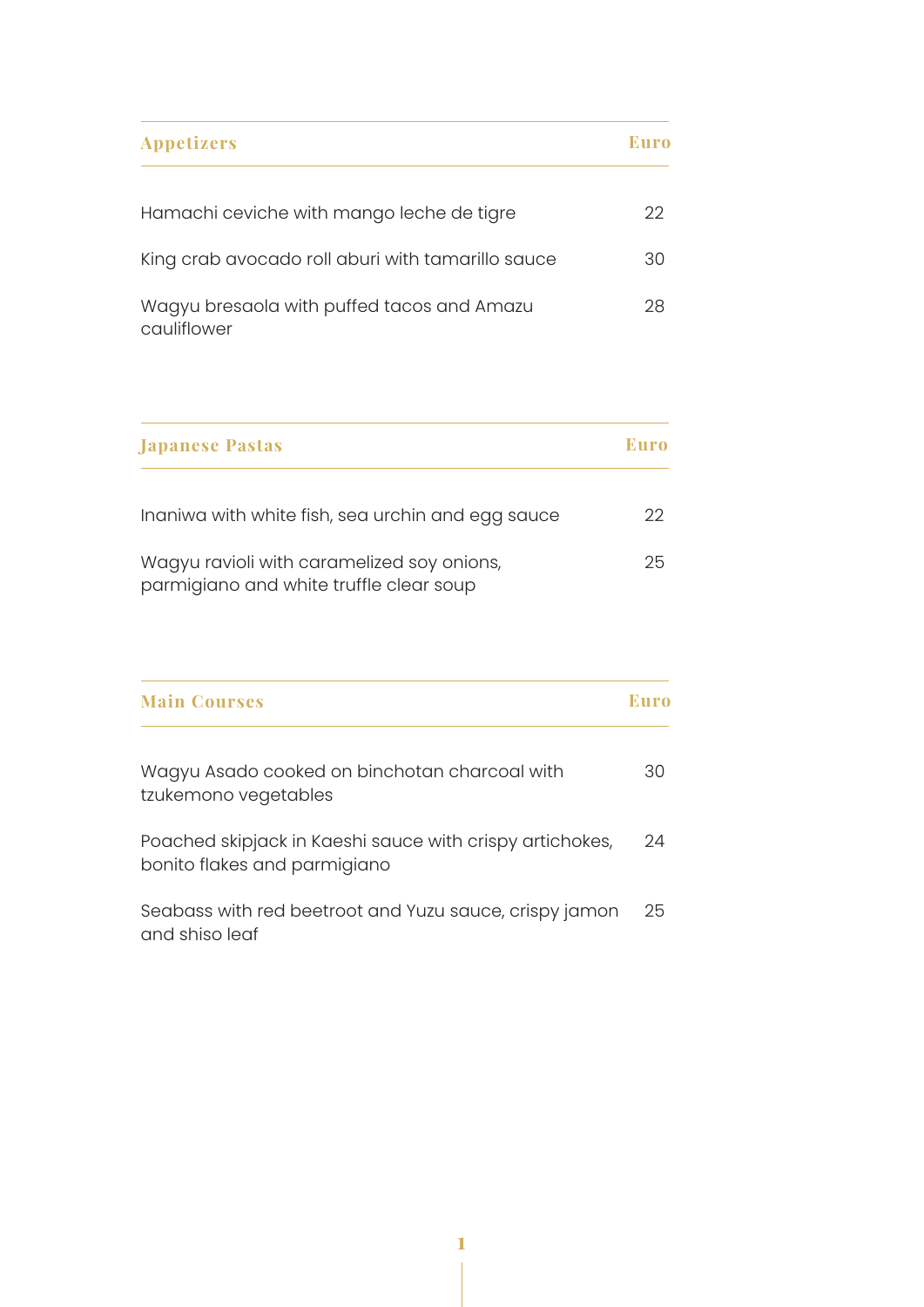| Appetizers | Euro |
|---|---|
| Hamachi ceviche with mango leche de tigre | 22 |
| King crab avocado roll aburi with tamarillo sauce | 30 |
| Wagyu bresaola with puffed tacos and Amazu cauliflower | 28 |

| Japanese Pastas | Euro |
|---|---|
| Inaniwa with white fish, sea urchin and egg sauce | 22 |
| Wagyu ravioli with caramelized soy onions, parmigiano and white truffle clear soup | 25 |

| Main Courses | Euro |
|---|---|
| Wagyu Asado cooked on binchotan charcoal with tzukemono vegetables | 30 |
| Poached skipjack in Kaeshi sauce with crispy artichokes, bonito flakes and parmigiano | 24 |
| Seabass with red beetroot and Yuzu sauce, crispy jamon and shiso leaf | 25 |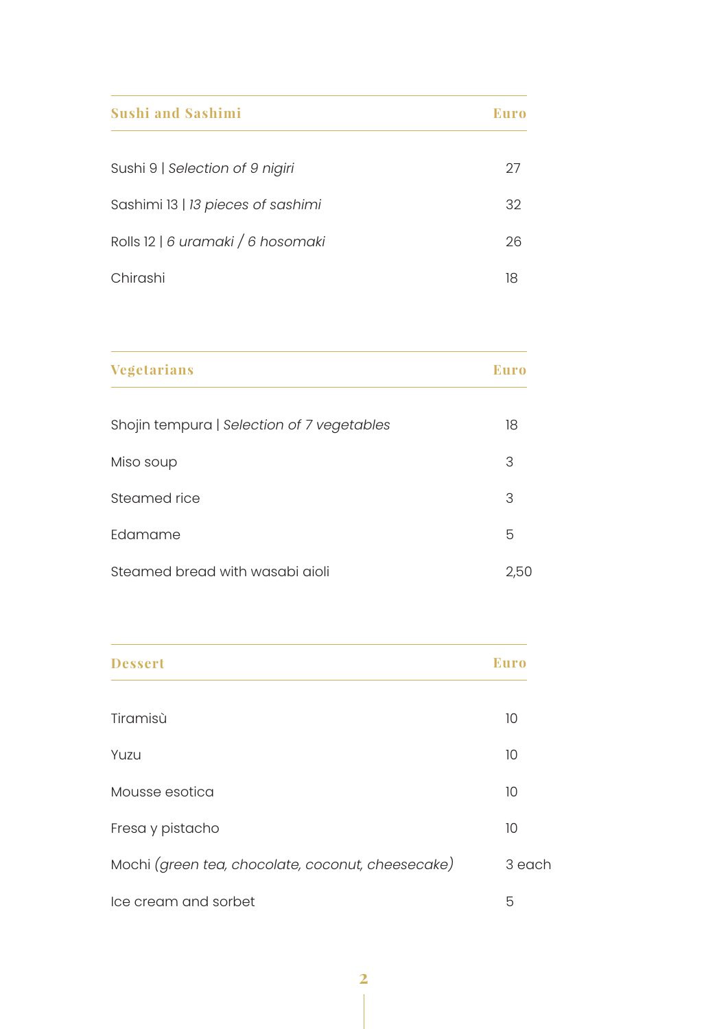| Sushi and Sashimi | Euro |
|---|---|
| Sushi 9 \| *Selection of 9 nigiri* | 27 |
| Sashimi 13 \| *13 pieces of sashimi* | 32 |
| Rolls 12 \| *6 uramaki / 6 hosomaki* | 26 |
| Chirashi | 18 |

| Vegetarians | Euro |
|---|---|
| Shojin tempura \| *Selection of 7 vegetables* | 18 |
| Miso soup | 3 |
| Steamed rice | 3 |
| Edamame | 5 |
| Steamed bread with wasabi aioli | 2,50 |

| Dessert | Euro |
|---|---|
| Tiramisù | 10 |
| Yuzu | 10 |
| Mousse esotica | 10 |
| Fresa y pistacho | 10 |
| Mochi *(green tea, chocolate, coconut, cheesecake)* | 3 each |
| Ice cream and sorbet | 5 |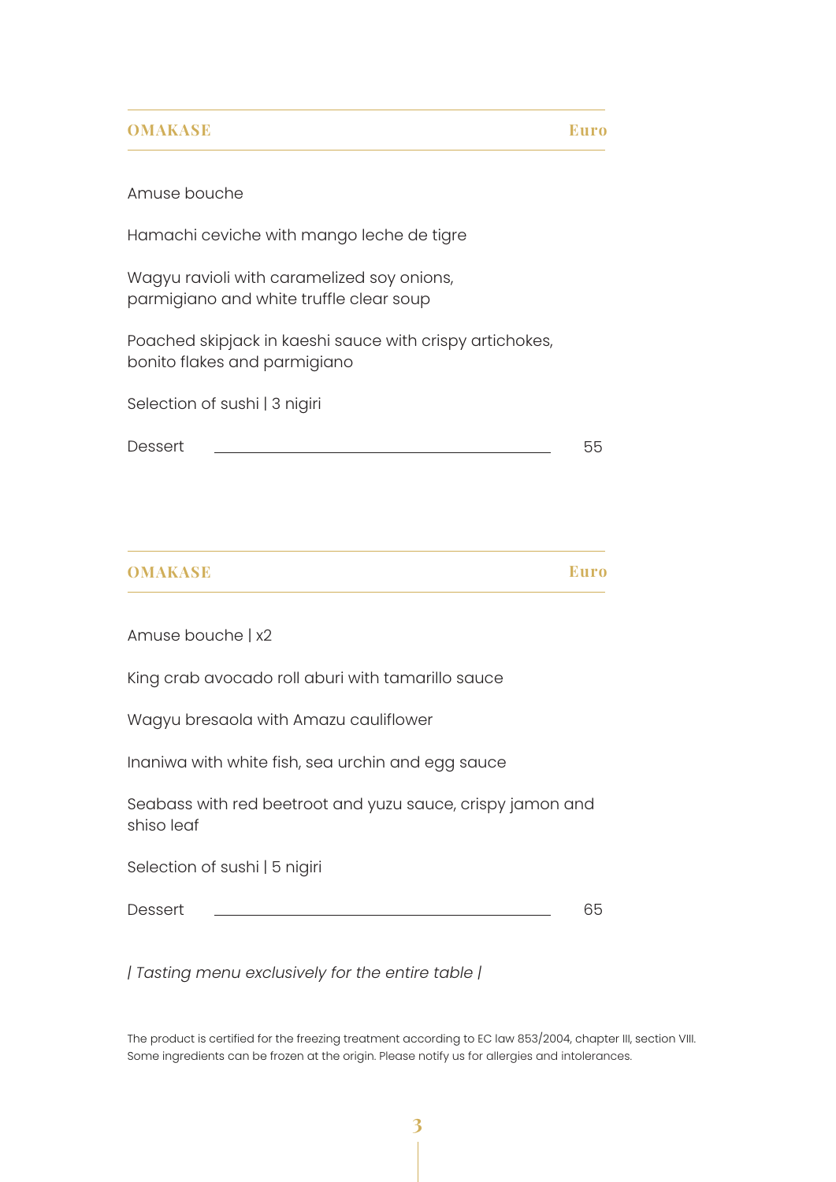## OMAKASE — Euro

Amuse bouche

Hamachi ceviche with mango leche de tigre

Wagyu ravioli with caramelized soy onions,
parmigiano and white truffle clear soup

Poached skipjack in kaeshi sauce with crispy artichokes,
bonito flakes and parmigiano

Selection of sushi | 3 nigiri

Dessert ______ 55

## OMAKASE — Euro

Amuse bouche | x2

King crab avocado roll aburi with tamarillo sauce

Wagyu bresaola with Amazu cauliflower

Inaniwa with white fish, sea urchin and egg sauce

Seabass with red beetroot and yuzu sauce, crispy jamon and
shiso leaf

Selection of sushi | 5 nigiri

Dessert ______ 65

*| Tasting menu exclusively for the entire table |*

The product is certified for the freezing treatment according to EC law 853/2004, chapter III, section VIII.
Some ingredients can be frozen at the origin. Please notify us for allergies and intolerances.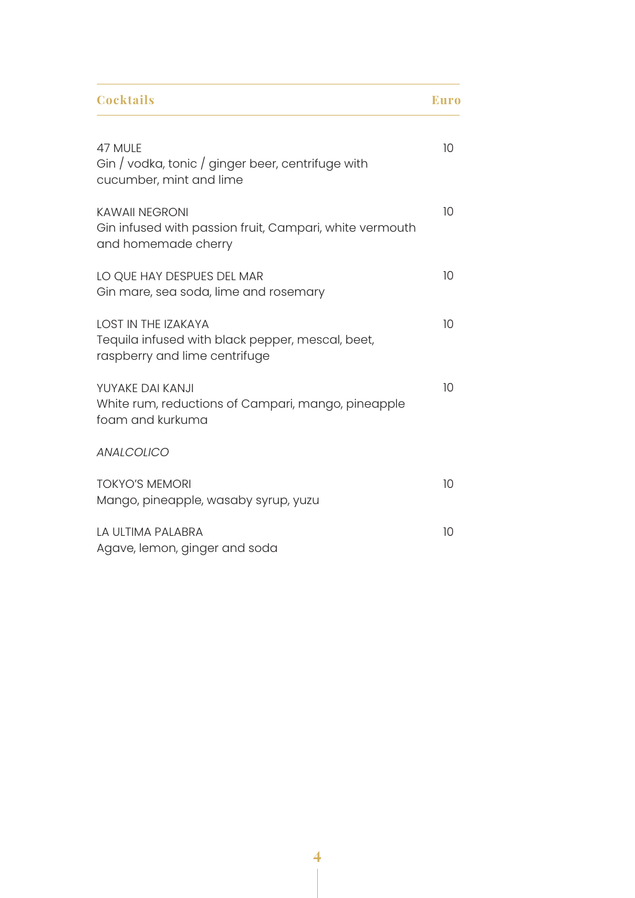| Cocktails | Euro |
|---|---|
| 47 MULE<br>Gin / vodka, tonic / ginger beer, centrifuge with cucumber, mint and lime | 10 |
| KAWAII NEGRONI<br>Gin infused with passion fruit, Campari, white vermouth and homemade cherry | 10 |
| LO QUE HAY DESPUES DEL MAR<br>Gin mare, sea soda, lime and rosemary | 10 |
| LOST IN THE IZAKAYA<br>Tequila infused with black pepper, mescal, beet, raspberry and lime centrifuge | 10 |
| YUYAKE DAI KANJI<br>White rum, reductions of Campari, mango, pineapple foam and kurkuma | 10 |
| *ANALCOLICO* | |
| TOKYO'S MEMORI<br>Mango, pineapple, wasaby syrup, yuzu | 10 |
| LA ULTIMA PALABRA<br>Agave, lemon, ginger and soda | 10 |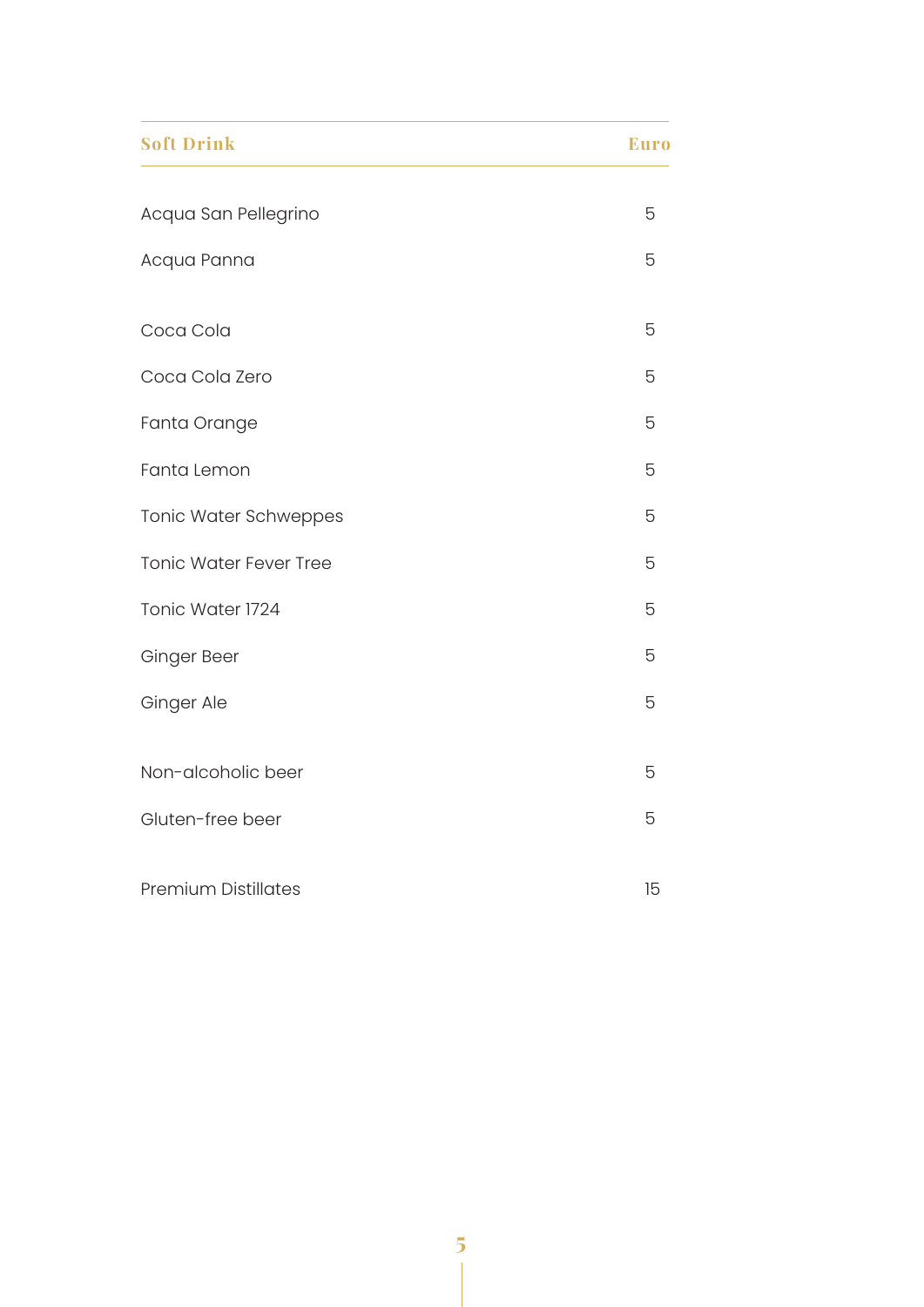| Soft Drink | Euro |
|---|---|
| Acqua San Pellegrino | 5 |
| Acqua Panna | 5 |
| Coca Cola | 5 |
| Coca Cola Zero | 5 |
| Fanta Orange | 5 |
| Fanta Lemon | 5 |
| Tonic Water Schweppes | 5 |
| Tonic Water Fever Tree | 5 |
| Tonic Water 1724 | 5 |
| Ginger Beer | 5 |
| Ginger Ale | 5 |
| Non-alcoholic beer | 5 |
| Gluten-free beer | 5 |
| Premium Distillates | 15 |